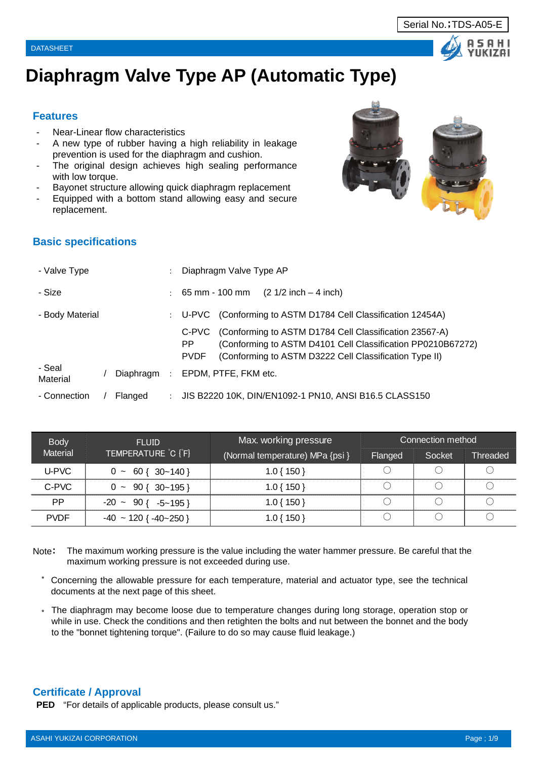Serial No.;TDS-A05-E

DATASHEET

# Diaphragm Valve Type AP (Automatic Type)

## Features

- Near-Linear flow characteristics
- A new type of rubber having a high reliability in leakage prevention is used for the diaphragm and cushion.
- The original design achieves high sealing performance with low torque.
- Bayonet structure allowing quick diaphragm replacement
- Equipped with a bottom stand allowing easy and secure replacement.

## Basic specifications

| | | |
|---|---|---|
| - Valve Type | : | Diaphragm Valve Type AP |
| - Size | : | 65 mm - 100 mm (2 1/2 inch – 4 inch) |
| - Body Material | : | U-PVC (Conforming to ASTM D1784 Cell Classification 12454A) |
| | | C-PVC (Conforming to ASTM D1784 Cell Classification 23567-A) |
| | | PP (Conforming to ASTM D4101 Cell Classification PP0210B67272) |
| | | PVDF (Conforming to ASTM D3222 Cell Classification Type II) |
| - Seal Material / Diaphragm | : | EPDM, PTFE, FKM etc. |
| - Connection / Flanged | : | JIS B2220 10K, DIN/EN1092-1 PN10, ANSI B16.5 CLASS150 |

| Body Material | FLUID TEMPERATURE ℃ {℉} | Max. working pressure (Normal temperature) MPa {psi} | Connection method | | |
|---|---|---|---|---|---|
| | | | Flanged | Socket | Threaded |
| U-PVC | 0 ~ 60 { 30~140 } | 1.0 { 150 } | ○ | ○ | ○ |
| C-PVC | 0 ~ 90 { 30~195 } | 1.0 { 150 } | ○ | ○ | ○ |
| PP | -20 ~ 90 { -5~195 } | 1.0 { 150 } | ○ | ○ | ○ |
| PVDF | -40 ~ 120 { -40~250 } | 1.0 { 150 } | ○ | ○ | ○ |

Note: The maximum working pressure is the value including the water hammer pressure. Be careful that the maximum working pressure is not exceeded during use.

* Concerning the allowable pressure for each temperature, material and actuator type, see the technical documents at the next page of this sheet.

* The diaphragm may become loose due to temperature changes during long storage, operation stop or while in use. Check the conditions and then retighten the bolts and nut between the bonnet and the body to the "bonnet tightening torque". (Failure to do so may cause fluid leakage.)

## Certificate / Approval

**PED** "For details of applicable products, please consult us."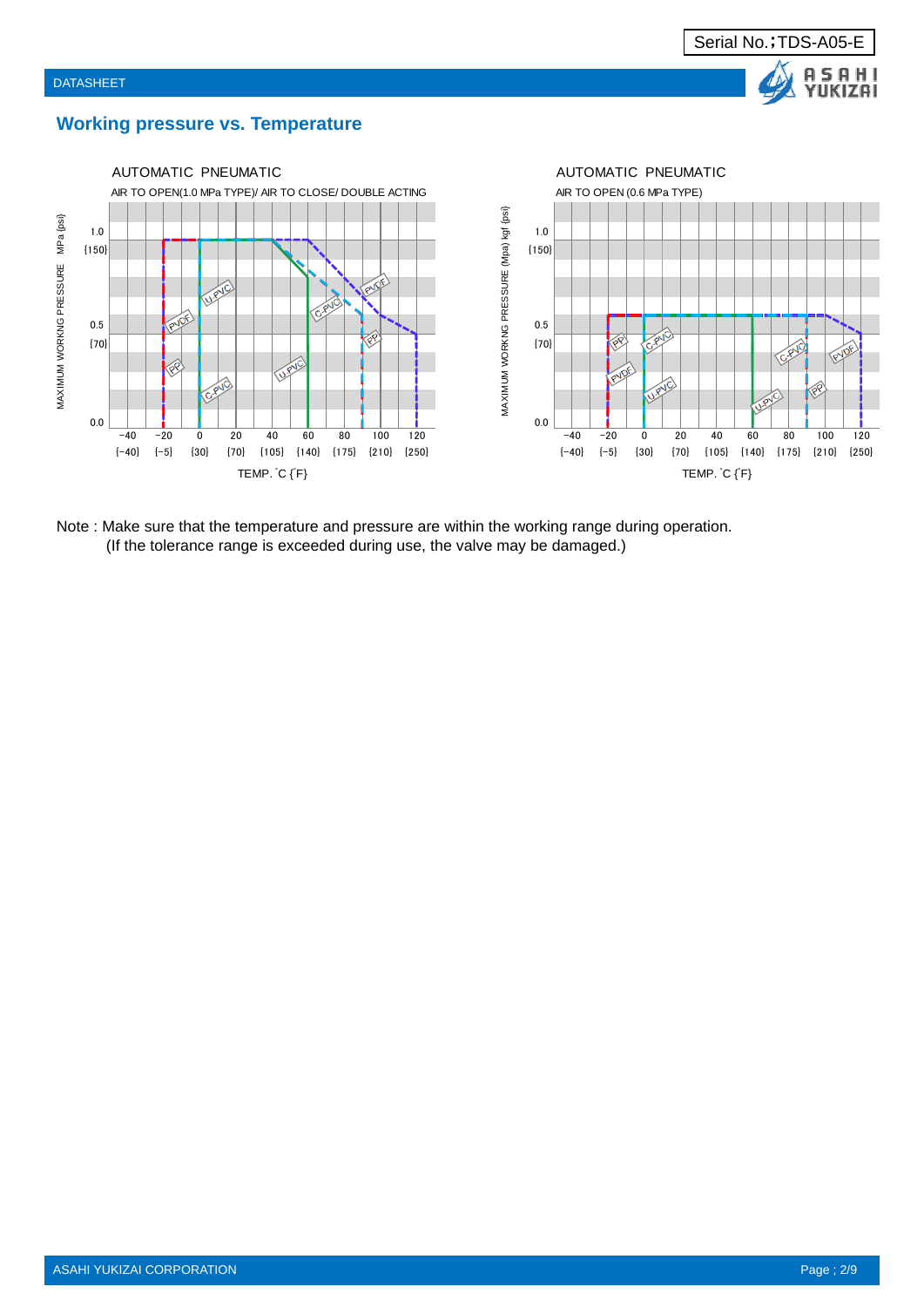Serial No.;TDS-A05-E

DATASHEET

## Working pressure vs. Temperature

AUTOMATIC PNEUMATIC

AIR TO OPEN(1.0 MPa TYPE)/ AIR TO CLOSE/ DOUBLE ACTING

AUTOMATIC PNEUMATIC

AIR TO OPEN (0.6 MPa TYPE)

Note : Make sure that the temperature and pressure are within the working range during operation.
(If the tolerance range is exceeded during use, the valve may be damaged.)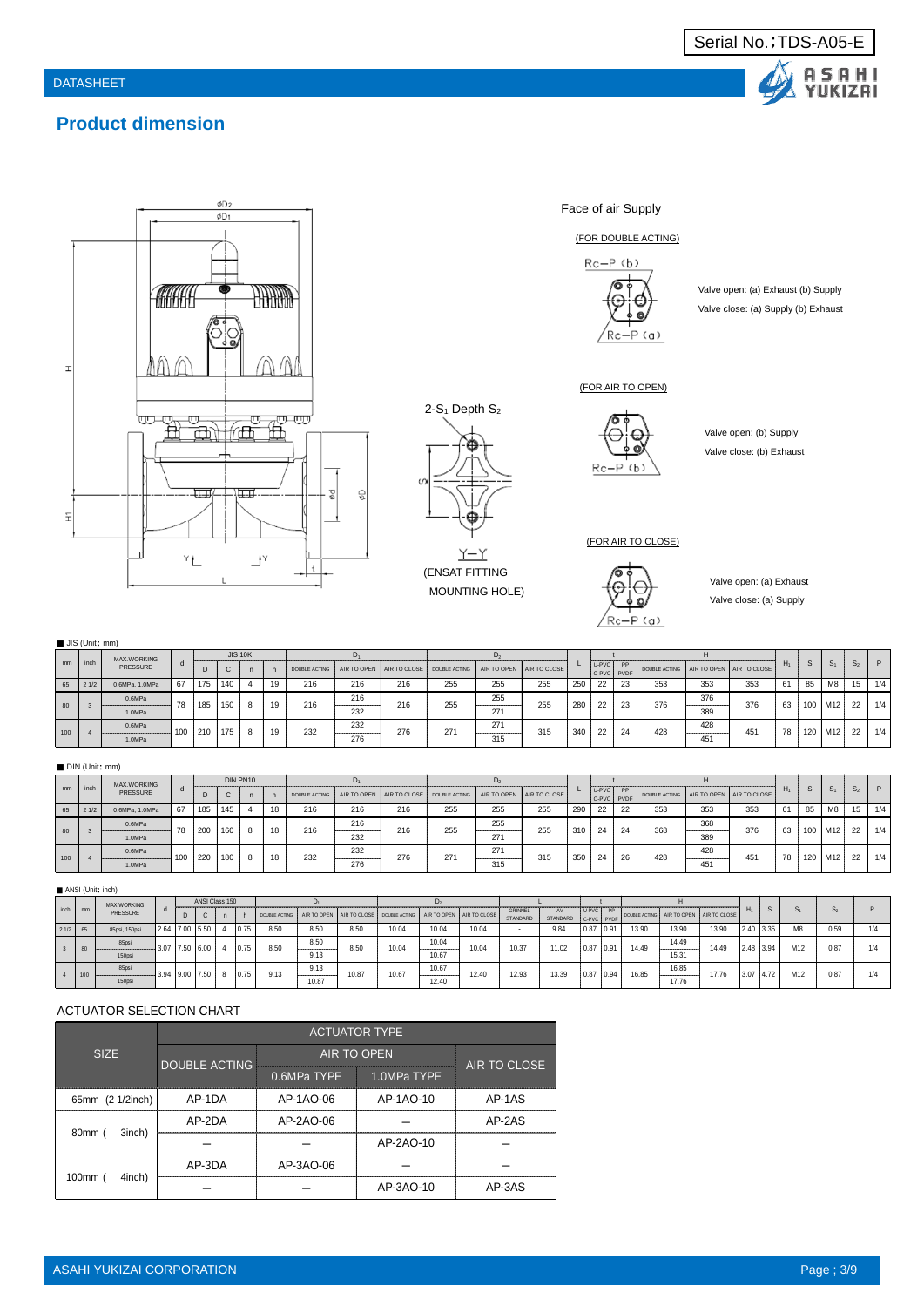Serial No.;TDS-A05-E

DATASHEET

## Product dimension

Face of air Supply

(FOR DOUBLE ACTING)

Rc−P (b)

Rc−P (a)

Valve open: (a) Exhaust (b) Supply
Valve close: (a) Supply (b) Exhaust

(FOR AIR TO OPEN)

Rc−P (b)

Valve open: (b) Supply
Valve close: (b) Exhaust

(FOR AIR TO CLOSE)

Rc−P (a)

Valve open: (a) Exhaust
Valve close: (a) Supply

2-$S_1$ Depth $S_2$

Y−Y
(ENSAT FITTING MOUNTING HOLE)

■ JIS (Unit: mm)

| mm | inch | MAX.WORKING PRESSURE | d | JIS 10K D | C | n | h | $D_1$ DOUBLE ACTING | AIR TO OPEN | AIR TO CLOSE | $D_2$ DOUBLE ACTING | AIR TO OPEN | AIR TO CLOSE | L | t U-PVC C-PVC | PP PVDF | H DOUBLE ACTING | AIR TO OPEN | AIR TO CLOSE | $H_1$ | S | $S_1$ | $S_2$ | P |
|---|---|---|---|---|---|---|---|---|---|---|---|---|---|---|---|---|---|---|---|---|---|---|---|---|
| 65 | 2 1/2 | 0.6MPa, 1.0MPa | 67 | 175 | 140 | 4 | 19 | 216 | 216 | 216 | 255 | 255 | 255 | 250 | 22 | 23 | 353 | 353 | 353 | 61 | 85 | M8 | 15 | 1/4 |
| 80 | 3 | 0.6MPa | 78 | 185 | 150 | 8 | 19 | 216 | 216 | 216 | 255 | 255 | 255 | 280 | 22 | 23 | 376 | 376 | 376 | 63 | 100 | M12 | 22 | 1/4 |
| | | 1.0MPa | | | | | | | 232 | | | 271 | | | | | | 389 | | | | | | |
| 100 | 4 | 0.6MPa | 100 | 210 | 175 | 8 | 19 | 232 | 232 | 276 | 271 | 271 | 315 | 340 | 22 | 24 | 428 | 428 | 451 | 78 | 120 | M12 | 22 | 1/4 |
| | | 1.0MPa | | | | | | | 276 | | | 315 | | | | | | 451 | | | | | | |

■ DIN (Unit: mm)

| mm | inch | MAX.WORKING PRESSURE | d | DIN PN10 D | C | n | h | $D_1$ DOUBLE ACTING | AIR TO OPEN | AIR TO CLOSE | $D_2$ DOUBLE ACTING | AIR TO OPEN | AIR TO CLOSE | L | t U-PVC C-PVC | PP PVDF | H DOUBLE ACTING | AIR TO OPEN | AIR TO CLOSE | $H_1$ | S | $S_1$ | $S_2$ | P |
|---|---|---|---|---|---|---|---|---|---|---|---|---|---|---|---|---|---|---|---|---|---|---|---|---|
| 65 | 2 1/2 | 0.6MPa, 1.0MPa | 67 | 185 | 145 | 4 | 18 | 216 | 216 | 216 | 255 | 255 | 255 | 290 | 22 | 22 | 353 | 353 | 353 | 61 | 85 | M8 | 15 | 1/4 |
| 80 | 3 | 0.6MPa | 78 | 200 | 160 | 8 | 18 | 216 | 216 | 216 | 255 | 255 | 255 | 310 | 24 | 24 | 368 | 368 | 376 | 63 | 100 | M12 | 22 | 1/4 |
| | | 1.0MPa | | | | | | | 232 | | | 271 | | | | | | 389 | | | | | | |
| 100 | 4 | 0.6MPa | 100 | 220 | 180 | 8 | 18 | 232 | 232 | 276 | 271 | 271 | 315 | 350 | 24 | 26 | 428 | 428 | 451 | 78 | 120 | M12 | 22 | 1/4 |
| | | 1.0MPa | | | | | | | 276 | | | 315 | | | | | | 451 | | | | | | |

■ ANSI (Unit: inch)

| inch | mm | MAX.WORKING PRESSURE | d | ANSI Class 150 D | C | n | h | $D_1$ DOUBLE ACTING | AIR TO OPEN | AIR TO CLOSE | $D_2$ DOUBLE ACTING | AIR TO OPEN | AIR TO CLOSE | L GRINNEL STANDARD | AV STANDARD | t U-PVC C-PVC | PP PVDF | H DOUBLE ACTING | AIR TO OPEN | AIR TO CLOSE | $H_1$ | S | $S_1$ | $S_2$ | P |
|---|---|---|---|---|---|---|---|---|---|---|---|---|---|---|---|---|---|---|---|---|---|---|---|---|---|
| 2 1/2 | 65 | 85psi, 150psi | 2.64 | 7.00 | 5.50 | 4 | 0.75 | 8.50 | 8.50 | 8.50 | 10.04 | 10.04 | 10.04 | - | 9.84 | 0.87 | 0.91 | 13.90 | 13.90 | 13.90 | 2.40 | 3.35 | M8 | 0.59 | 1/4 |
| 3 | 80 | 85psi | 3.07 | 7.50 | 6.00 | 4 | 0.75 | 8.50 | 8.50 | 8.50 | 10.04 | 10.04 | 10.04 | 10.37 | 11.02 | 0.87 | 0.91 | 14.49 | 14.49 | 14.49 | 2.48 | 3.94 | M12 | 0.87 | 1/4 |
| | | 150psi | | | | | | | 9.13 | | | 10.67 | | | | | | | 15.31 | | | | | | |
| 4 | 100 | 85psi | 3.94 | 9.00 | 7.50 | 8 | 0.75 | 9.13 | 9.13 | 10.87 | 10.67 | 10.67 | 12.40 | 12.93 | 13.39 | 0.87 | 0.94 | 16.85 | 16.85 | 17.76 | 3.07 | 4.72 | M12 | 0.87 | 1/4 |
| | | 150psi | | | | | | | 10.87 | | | 12.40 | | | | | | | 17.76 | | | | | | |

### ACTUATOR SELECTION CHART

| SIZE | ACTUATOR TYPE DOUBLE ACTING | AIR TO OPEN 0.6MPa TYPE | AIR TO OPEN 1.0MPa TYPE | AIR TO CLOSE |
|---|---|---|---|---|
| 65mm (2 1/2inch) | AP-1DA | AP-1AO-06 | AP-1AO-10 | AP-1AS |
| 80mm ( 3inch) | AP-2DA | AP-2AO-06 | — | AP-2AS |
| | — | — | AP-2AO-10 | — |
| 100mm ( 4inch) | AP-3DA | AP-3AO-06 | — | — |
| | — | — | AP-3AO-10 | AP-3AS |

ASAHI YUKIZAI CORPORATION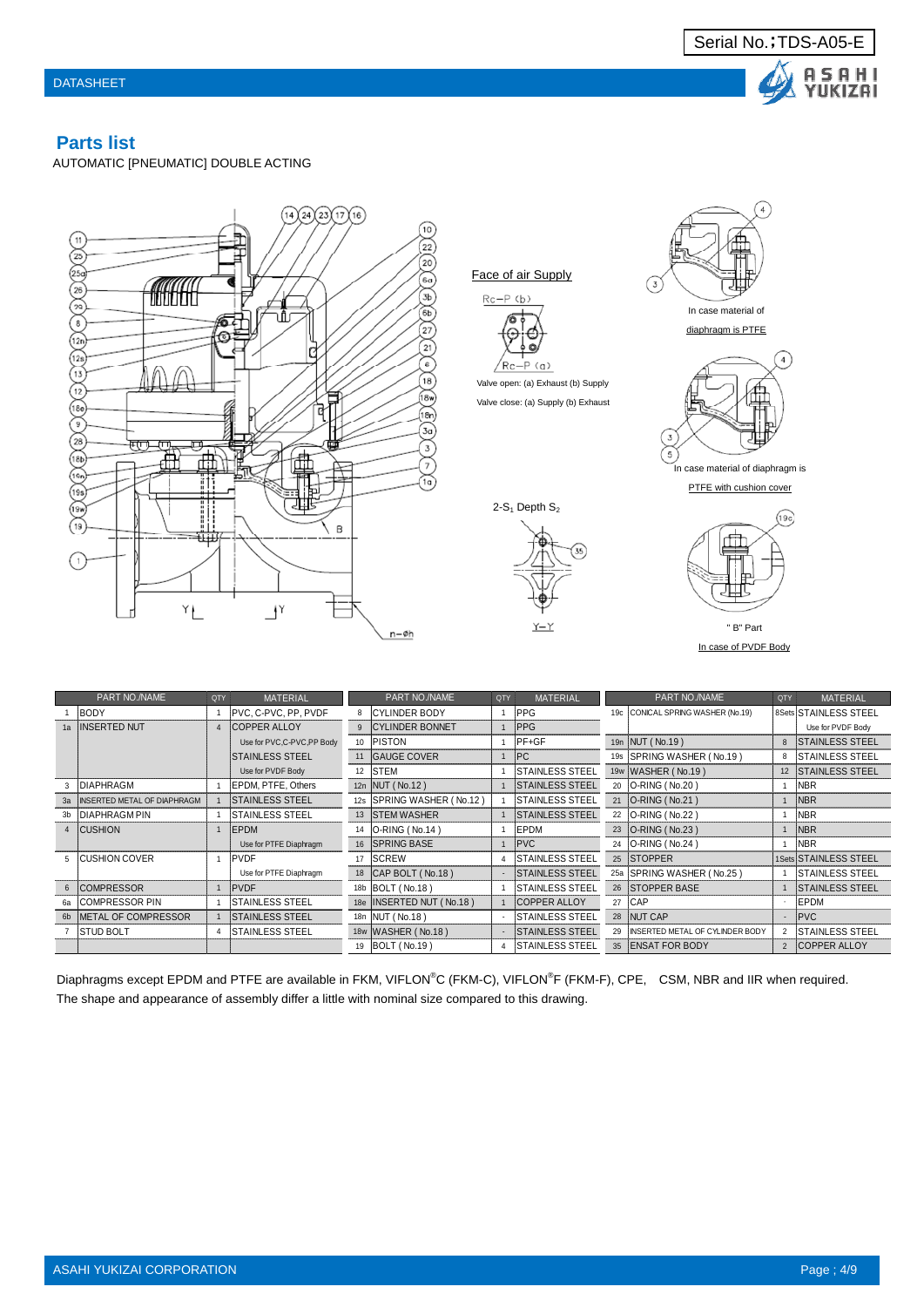Serial No.;TDS-A05-E

DATASHEET

## Parts list

AUTOMATIC [PNEUMATIC] DOUBLE ACTING

Face of air Supply

Rc−P (b)

Rc−P (a)

Valve open: (a) Exhaust (b) Supply

Valve close: (a) Supply (b) Exhaust

2-$S_1$ Depth $S_2$

Y−Y

In case material of diaphragm is PTFE

In case material of diaphragm is PTFE with cushion cover

" B" Part

In case of PVDF Body

| | PART NO./NAME | QTY | MATERIAL | | PART NO./NAME | QTY | MATERIAL | | PART NO./NAME | QTY | MATERIAL |
|---|---|---|---|---|---|---|---|---|---|---|---|
| 1 | BODY | 1 | PVC, C-PVC, PP, PVDF | 8 | CYLINDER BODY | 1 | PPG | 19c | CONICAL SPRING WASHER (No.19) | 8Sets | STAINLESS STEEL |
| 1a | INSERTED NUT | 4 | COPPER ALLOY | 9 | CYLINDER BONNET | 1 | PPG | | | | Use for PVDF Body |
| | | | Use for PVC,C-PVC,PP Body | 10 | PISTON | 1 | PF+GF | 19n | NUT ( No.19 ) | 8 | STAINLESS STEEL |
| | | | STAINLESS STEEL | 11 | GAUGE COVER | 1 | PC | 19s | SPRING WASHER ( No.19 ) | 8 | STAINLESS STEEL |
| | | | Use for PVDF Body | 12 | STEM | 1 | STAINLESS STEEL | 19w | WASHER ( No.19 ) | 12 | STAINLESS STEEL |
| 3 | DIAPHRAGM | 1 | EPDM, PTFE, Others | 12n | NUT ( No.12 ) | 1 | STAINLESS STEEL | 20 | O-RING ( No.20 ) | 1 | NBR |
| 3a | INSERTED METAL OF DIAPHRAGM | 1 | STAINLESS STEEL | 12s | SPRING WASHER ( No.12 ) | 1 | STAINLESS STEEL | 21 | O-RING ( No.21 ) | 1 | NBR |
| 3b | DIAPHRAGM PIN | 1 | STAINLESS STEEL | 13 | STEM WASHER | 1 | STAINLESS STEEL | 22 | O-RING ( No.22 ) | 1 | NBR |
| 4 | CUSHION | 1 | EPDM | 14 | O-RING ( No.14 ) | 1 | EPDM | 23 | O-RING ( No.23 ) | 1 | NBR |
| | | | Use for PTFE Diaphragm | 16 | SPRING BASE | 1 | PVC | 24 | O-RING ( No.24 ) | 1 | NBR |
| 5 | CUSHION COVER | 1 | PVDF | 17 | SCREW | 4 | STAINLESS STEEL | 25 | STOPPER | 1Sets | STAINLESS STEEL |
| | | | Use for PTFE Diaphragm | 18 | CAP BOLT ( No.18 ) | - | STAINLESS STEEL | 25a | SPRING WASHER ( No.25 ) | 1 | STAINLESS STEEL |
| 6 | COMPRESSOR | 1 | PVDF | 18b | BOLT ( No.18 ) | 1 | STAINLESS STEEL | 26 | STOPPER BASE | 1 | STAINLESS STEEL |
| 6a | COMPRESSOR PIN | 1 | STAINLESS STEEL | 18e | INSERTED NUT ( No.18 ) | 1 | COPPER ALLOY | 27 | CAP | - | EPDM |
| 6b | METAL OF COMPRESSOR | 1 | STAINLESS STEEL | 18n | NUT ( No.18 ) | - | STAINLESS STEEL | 28 | NUT CAP | - | PVC |
| 7 | STUD BOLT | 4 | STAINLESS STEEL | 18w | WASHER ( No.18 ) | - | STAINLESS STEEL | 29 | INSERTED METAL OF CYLINDER BODY | 2 | STAINLESS STEEL |
| | | | | 19 | BOLT ( No.19 ) | 4 | STAINLESS STEEL | 35 | ENSAT FOR BODY | 2 | COPPER ALLOY |

Diaphragms except EPDM and PTFE are available in FKM, VIFLON®C (FKM-C), VIFLON®F (FKM-F), CPE, CSM, NBR and IIR when required.
The shape and appearance of assembly differ a little with nominal size compared to this drawing.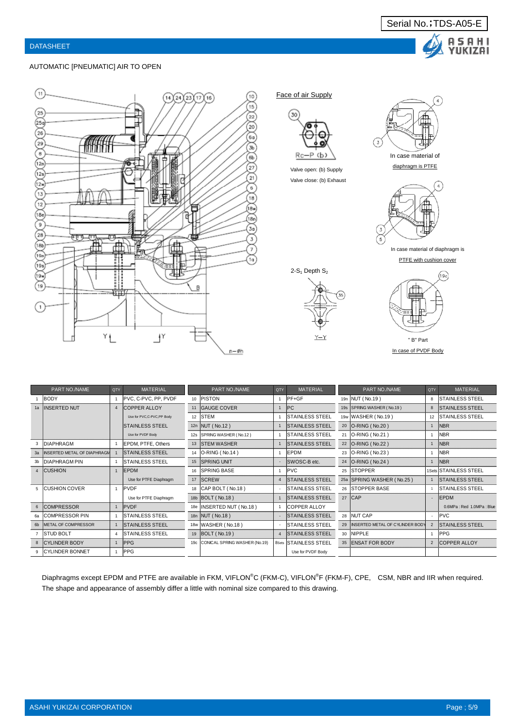Serial No.;TDS-A05-E

DATASHEET

AUTOMATIC [PNEUMATIC] AIR TO OPEN

Face of air Supply

Rc−P (b)

Valve open: (b) Supply

Valve close: (b) Exhaust

In case material of diaphragm is PTFE

In case material of diaphragm is PTFE with cushion cover

2-$S_1$ Depth $S_2$

" B" Part

In case of PVDF Body

| | PART NO./NAME | QTY | MATERIAL | | PART NO./NAME | QTY | MATERIAL | | PART NO./NAME | QTY | MATERIAL |
|---|---|---|---|---|---|---|---|---|---|---|---|
| 1 | BODY | 1 | PVC, C-PVC, PP, PVDF | 10 | PISTON | 1 | PF+GF | 19n | NUT ( No.19 ) | 8 | STAINLESS STEEL |
| 1a | INSERTED NUT | 4 | COPPER ALLOY | 11 | GAUGE COVER | 1 | PC | 19s | SPRING WASHER ( No.19 ) | 8 | STAINLESS STEEL |
| | | | Use for PVC,C-PVC,PP Body | 12 | STEM | 1 | STAINLESS STEEL | 19w | WASHER ( No.19 ) | 12 | STAINLESS STEEL |
| | | | STAINLESS STEEL | 12n | NUT ( No.12 ) | 1 | STAINLESS STEEL | 20 | O-RING ( No.20 ) | 1 | NBR |
| | | | Use for PVDF Body | 12s | SPRING WASHER ( No.12 ) | 1 | STAINLESS STEEL | 21 | O-RING ( No.21 ) | 1 | NBR |
| 3 | DIAPHRAGM | 1 | EPDM, PTFE, Others | 13 | STEM WASHER | 1 | STAINLESS STEEL | 22 | O-RING ( No.22 ) | 1 | NBR |
| 3a | INSERTED METAL OF DIAPHRAGM | 1 | STAINLESS STEEL | 14 | O-RING ( No.14 ) | 1 | EPDM | 23 | O-RING ( No.23 ) | 1 | NBR |
| 3b | DIAPHRAGM PIN | 1 | STAINLESS STEEL | 15 | SPRING UNIT | - | SWOSC-B etc. | 24 | O-RING ( No.24 ) | 1 | NBR |
| 4 | CUSHION | 1 | EPDM | 16 | SPRING BASE | 1 | PVC | 25 | STOPPER | 1Sets | STAINLESS STEEL |
| | | | Use for PTFE Diaphragm | 17 | SCREW | 4 | STAINLESS STEEL | 25a | SPRING WASHER ( No.25 ) | 1 | STAINLESS STEEL |
| 5 | CUSHION COVER | 1 | PVDF | 18 | CAP BOLT ( No.18 ) | - | STAINLESS STEEL | 26 | STOPPER BASE | 1 | STAINLESS STEEL |
| | | | Use for PTFE Diaphragm | 18b | BOLT ( No.18 ) | 1 | STAINLESS STEEL | 27 | CAP | - | EPDM |
| 6 | COMPRESSOR | 1 | PVDF | 18e | INSERTED NUT ( No.18 ) | 1 | COPPER ALLOY | | | | 0.6MPa : Red 1.0MPa : Blue |
| 6a | COMPRESSOR PIN | 1 | STAINLESS STEEL | 18n | NUT ( No.18 ) | - | STAINLESS STEEL | 28 | NUT CAP | - | PVC |
| 6b | METAL OF COMPRESSOR | 1 | STAINLESS STEEL | 18w | WASHER ( No.18 ) | - | STAINLESS STEEL | 29 | INSERTED METAL OF CYLINDER BODY | 2 | STAINLESS STEEL |
| 7 | STUD BOLT | 4 | STAINLESS STEEL | 19 | BOLT ( No.19 ) | 4 | STAINLESS STEEL | 30 | NIPPLE | 1 | PPG |
| 8 | CYLINDER BODY | 1 | PPG | 19c | CONICAL SPRING WASHER (No.19) | 8Sets | STAINLESS STEEL | 35 | ENSAT FOR BODY | 2 | COPPER ALLOY |
| 9 | CYLINDER BONNET | 1 | PPG | | | | Use for PVDF Body | | | | |

Diaphragms except EPDM and PTFE are available in FKM, VIFLON®C (FKM-C), VIFLON®F (FKM-F), CPE, CSM, NBR and IIR when required.
The shape and appearance of assembly differ a little with nominal size compared to this drawing.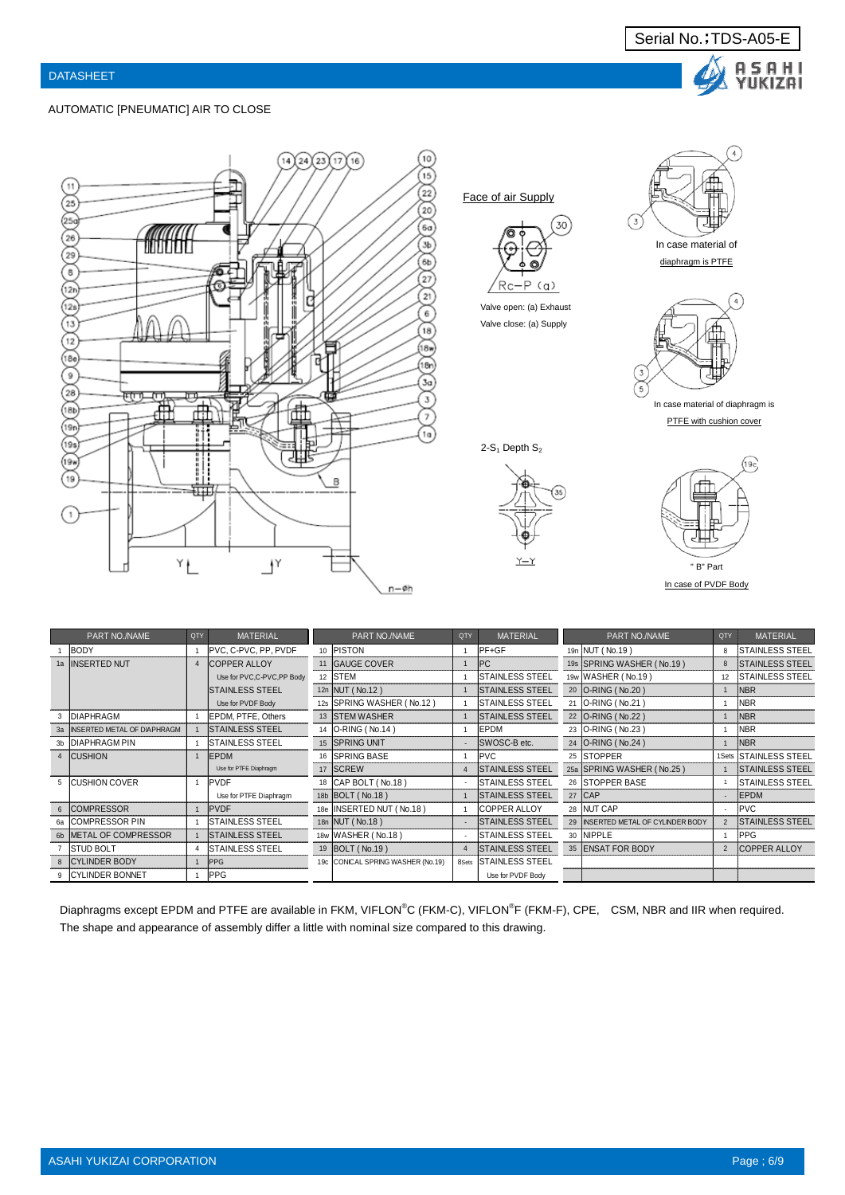Serial No.；TDS-A05-E

DATASHEET

AUTOMATIC [PNEUMATIC] AIR TO CLOSE

Face of air Supply

Rc−P (a)

Valve open: (a) Exhaust

Valve close: (a) Supply

2-$S_1$ Depth $S_2$

In case material of diaphragm is PTFE

In case material of diaphragm is PTFE with cushion cover

" B" Part

In case of PVDF Body

| PART NO./NAME | | QTY | MATERIAL | PART NO./NAME | | QTY | MATERIAL | PART NO./NAME | | QTY | MATERIAL |
|---|---|---|---|---|---|---|---|---|---|---|---|
| 1 | BODY | 1 | PVC, C-PVC, PP, PVDF | 10 | PISTON | 1 | PF+GF | 19n | NUT ( No.19 ) | 8 | STAINLESS STEEL |
| 1a | INSERTED NUT | 4 | COPPER ALLOY | 11 | GAUGE COVER | 1 | PC | 19s | SPRING WASHER ( No.19 ) | 8 | STAINLESS STEEL |
| | | | Use for PVC,C-PVC,PP Body | 12 | STEM | 1 | STAINLESS STEEL | 19w | WASHER ( No.19 ) | 12 | STAINLESS STEEL |
| | | | STAINLESS STEEL | 12n | NUT ( No.12 ) | 1 | STAINLESS STEEL | 20 | O-RING ( No.20 ) | 1 | NBR |
| | | | Use for PVDF Body | 12s | SPRING WASHER ( No.12 ) | 1 | STAINLESS STEEL | 21 | O-RING ( No.21 ) | 1 | NBR |
| 3 | DIAPHRAGM | 1 | EPDM, PTFE, Others | 13 | STEM WASHER | 1 | STAINLESS STEEL | 22 | O-RING ( No.22 ) | 1 | NBR |
| 3a | INSERTED METAL OF DIAPHRAGM | 1 | STAINLESS STEEL | 14 | O-RING ( No.14 ) | 1 | EPDM | 23 | O-RING ( No.23 ) | 1 | NBR |
| 3b | DIAPHRAGM PIN | 1 | STAINLESS STEEL | 15 | SPRING UNIT | - | SWOSC-B etc. | 24 | O-RING ( No.24 ) | 1 | NBR |
| 4 | CUSHION | 1 | EPDM | 16 | SPRING BASE | 1 | PVC | 25 | STOPPER | 1Sets | STAINLESS STEEL |
| | | | Use for PTFE Diaphragm | 17 | SCREW | 4 | STAINLESS STEEL | 25a | SPRING WASHER ( No.25 ) | 1 | STAINLESS STEEL |
| 5 | CUSHION COVER | 1 | PVDF | 18 | CAP BOLT ( No.18 ) | - | STAINLESS STEEL | 26 | STOPPER BASE | 1 | STAINLESS STEEL |
| | | | Use for PTFE Diaphragm | 18b | BOLT ( No.18 ) | 1 | STAINLESS STEEL | 27 | CAP | - | EPDM |
| 6 | COMPRESSOR | 1 | PVDF | 18e | INSERTED NUT ( No.18 ) | 1 | COPPER ALLOY | 28 | NUT CAP | - | PVC |
| 6a | COMPRESSOR PIN | 1 | STAINLESS STEEL | 18n | NUT ( No.18 ) | - | STAINLESS STEEL | 29 | INSERTED METAL OF CYLINDER BODY | 2 | STAINLESS STEEL |
| 6b | METAL OF COMPRESSOR | 1 | STAINLESS STEEL | 18w | WASHER ( No.18 ) | - | STAINLESS STEEL | 30 | NIPPLE | 1 | PPG |
| 7 | STUD BOLT | 4 | STAINLESS STEEL | 19 | BOLT ( No.19 ) | 4 | STAINLESS STEEL | 35 | ENSAT FOR BODY | 2 | COPPER ALLOY |
| 8 | CYLINDER BODY | 1 | PPG | 19c | CONICAL SPRING WASHER (No.19) | 8Sets | STAINLESS STEEL | | | | |
| 9 | CYLINDER BONNET | 1 | PPG | | | | Use for PVDF Body | | | | |

Diaphragms except EPDM and PTFE are available in FKM, VIFLON®C (FKM-C), VIFLON®F (FKM-F), CPE, CSM, NBR and IIR when required.
The shape and appearance of assembly differ a little with nominal size compared to this drawing.

ASAHI YUKIZAI CORPORATION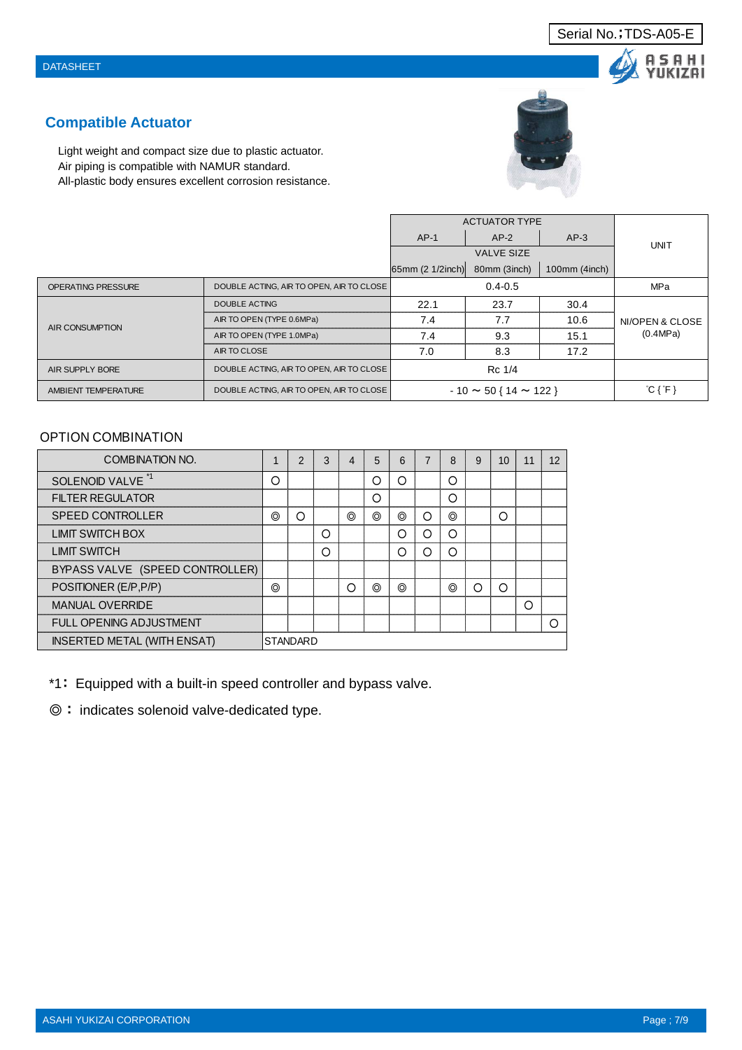## Compatible Actuator

Light weight and compact size due to plastic actuator.
Air piping is compatible with NAMUR standard.
All-plastic body ensures excellent corrosion resistance.

| | | ACTUATOR TYPE | | | UNIT |
|---|---|---|---|---|---|
| | | AP-1 | AP-2 | AP-3 | |
| | | VALVE SIZE | | | |
| | | 65mm (2 1/2inch) | 80mm (3inch) | 100mm (4inch) | |
| OPERATING PRESSURE | DOUBLE ACTING, AIR TO OPEN, AIR TO CLOSE | 0.4-0.5 | | | MPa |
| AIR CONSUMPTION | DOUBLE ACTING | 22.1 | 23.7 | 30.4 | Nl/OPEN & CLOSE (0.4MPa) |
| | AIR TO OPEN (TYPE 0.6MPa) | 7.4 | 7.7 | 10.6 | |
| | AIR TO OPEN (TYPE 1.0MPa) | 7.4 | 9.3 | 15.1 | |
| | AIR TO CLOSE | 7.0 | 8.3 | 17.2 | |
| AIR SUPPLY BORE | DOUBLE ACTING, AIR TO OPEN, AIR TO CLOSE | Rc 1/4 | | | |
| AMBIENT TEMPERATURE | DOUBLE ACTING, AIR TO OPEN, AIR TO CLOSE | - 10 ～ 50 { 14 ～ 122 } | | | ˚C { ˚F } |

### OPTION COMBINATION

| COMBINATION NO. | 1 | 2 | 3 | 4 | 5 | 6 | 7 | 8 | 9 | 10 | 11 | 12 |
|---|---|---|---|---|---|---|---|---|---|---|---|---|
| SOLENOID VALVE *1 | ○ | | | | ○ | ○ | | ○ | | | | |
| FILTER REGULATOR | | | | | ○ | | | ○ | | | | |
| SPEED CONTROLLER | ◎ | ○ | | ◎ | ◎ | ◎ | ○ | ◎ | | ○ | | |
| LIMIT SWITCH BOX | | | ○ | | | ○ | ○ | ○ | | | | |
| LIMIT SWITCH | | | ○ | | | ○ | ○ | ○ | | | | |
| BYPASS VALVE (SPEED CONTROLLER) | | | | | | | | | | | | |
| POSITIONER (E/P,P/P) | ◎ | | | ○ | ◎ | ◎ | | ◎ | ○ | ○ | | |
| MANUAL OVERRIDE | | | | | | | | | | | ○ | |
| FULL OPENING ADJUSTMENT | | | | | | | | | | | | ○ |
| INSERTED METAL (WITH ENSAT) | STANDARD | | | | | | | | | | | |

*1：Equipped with a built-in speed controller and bypass valve.

◎：indicates solenoid valve-dedicated type.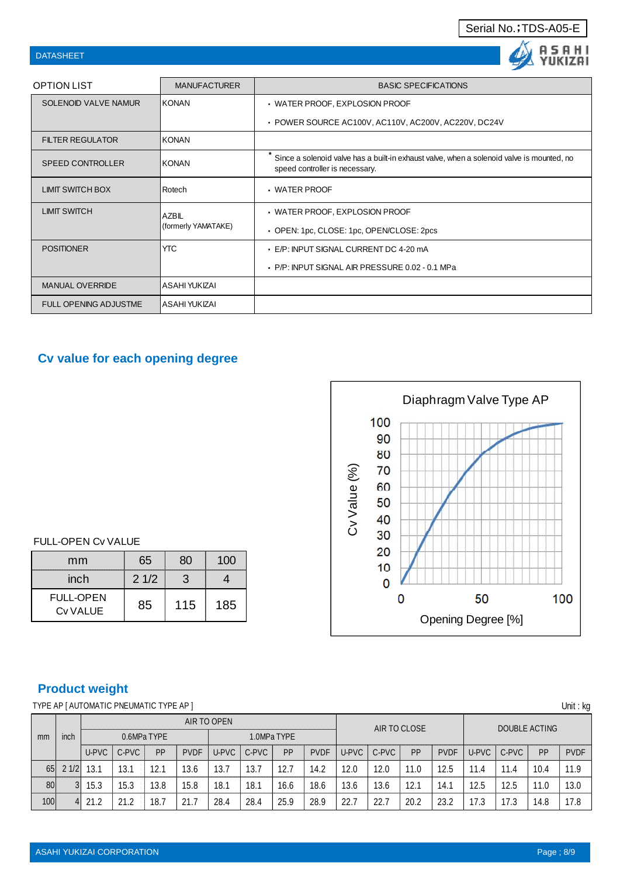Serial No.;TDS-A05-E

DATASHEET

| OPTION LIST | MANUFACTURER | BASIC SPECIFICATIONS |
|---|---|---|
| SOLENOID VALVE NAMUR | KONAN | ・WATER PROOF, EXPLOSION PROOF<br>・POWER SOURCE AC100V, AC110V, AC200V, AC220V, DC24V |
| FILTER REGULATOR | KONAN | |
| SPEED CONTROLLER | KONAN | * Since a solenoid valve has a built-in exhaust valve, when a solenoid valve is mounted, no speed controller is necessary. |
| LIMIT SWITCH BOX | Rotech | ・WATER PROOF |
| LIMIT SWITCH | AZBIL (formerly YAMATAKE) | ・WATER PROOF, EXPLOSION PROOF<br>・OPEN: 1pc, CLOSE: 1pc, OPEN/CLOSE: 2pcs |
| POSITIONER | YTC | ・E/P: INPUT SIGNAL CURRENT DC 4-20 mA<br>・P/P: INPUT SIGNAL AIR PRESSURE 0.02 - 0.1 MPa |
| MANUAL OVERRIDE | ASAHI YUKIZAI | |
| FULL OPENING ADJUSTME | ASAHI YUKIZAI | |

## Cv value for each opening degree

FULL-OPEN Cv VALUE

| mm | 65 | 80 | 100 |
|---|---|---|---|
| inch | 2 1/2 | 3 | 4 |
| FULL-OPEN Cv VALUE | 85 | 115 | 185 |

Diaphragm Valve Type AP

Cv Value (%) vs. Opening Degree [%]

## Product weight

TYPE AP [ AUTOMATIC PNEUMATIC TYPE AP ]

Unit : kg

| mm | inch | AIR TO OPEN | | | | | | | | AIR TO CLOSE | | | | DOUBLE ACTING | | | |
|---|---|---|---|---|---|---|---|---|---|---|---|---|---|---|---|---|---|
| | | 0.6MPa TYPE | | | | 1.0MPa TYPE | | | | | | | | | | | |
| | | U-PVC | C-PVC | PP | PVDF | U-PVC | C-PVC | PP | PVDF | U-PVC | C-PVC | PP | PVDF | U-PVC | C-PVC | PP | PVDF |
| 65 | 2 1/2 | 13.1 | 13.1 | 12.1 | 13.6 | 13.7 | 13.7 | 12.7 | 14.2 | 12.0 | 12.0 | 11.0 | 12.5 | 11.4 | 11.4 | 10.4 | 11.9 |
| 80 | 3 | 15.3 | 15.3 | 13.8 | 15.8 | 18.1 | 18.1 | 16.6 | 18.6 | 13.6 | 13.6 | 12.1 | 14.1 | 12.5 | 12.5 | 11.0 | 13.0 |
| 100 | 4 | 21.2 | 21.2 | 18.7 | 21.7 | 28.4 | 28.4 | 25.9 | 28.9 | 22.7 | 22.7 | 20.2 | 23.2 | 17.3 | 17.3 | 14.8 | 17.8 |

ASAHI YUKIZAI CORPORATION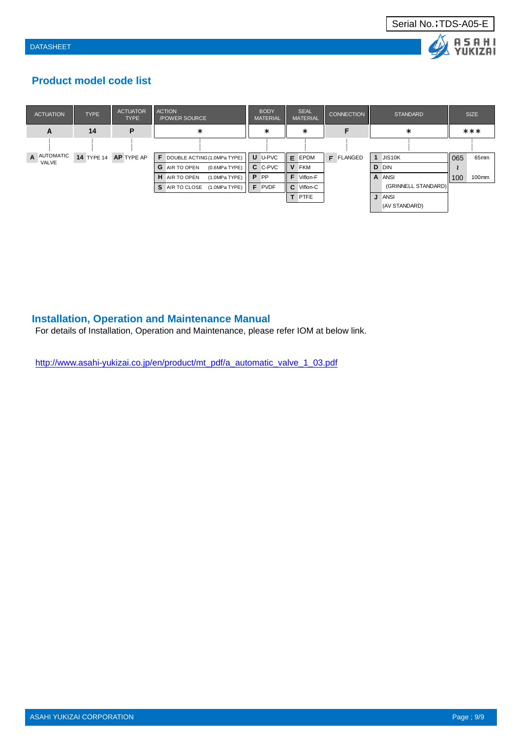Serial No.；TDS-A05-E

DATASHEET

## Product model code list

| ACTUATION | TYPE | ACTUATOR TYPE | ACTION /POWER SOURCE | BODY MATERIAL | SEAL MATERIAL | CONNECTION | STANDARD | SIZE |
|---|---|---|---|---|---|---|---|---|
| A | 14 | P | ∗ | ∗ | ∗ | F | ∗ | ∗∗∗ |
| **A** AUTOMATIC VALVE | **14** TYPE 14 | **AP** TYPE AP | **F** DOUBLE ACTING (1.0MPa TYPE) | **U** U-PVC | **E** EPDM | **F** FLANGED | **1** JIS10K | 065 65mm |
| | | | **G** AIR TO OPEN (0.6MPa TYPE) | **C** C-PVC | **V** FKM | | **D** DIN | ～ |
| | | | **H** AIR TO OPEN (1.0MPa TYPE) | **P** PP | **F** Viflon-F | | **A** ANSI (GRINNELL STANDARD) | 100 100mm |
| | | | **S** AIR TO CLOSE (1.0MPa TYPE) | **F** PVDF | **C** Viflon-C | | **J** ANSI (AV STANDARD) | |
| | | | | | **T** PTFE | | | |

## Installation, Operation and Maintenance Manual

For details of Installation, Operation and Maintenance, please refer IOM at below link.

http://www.asahi-yukizai.co.jp/en/product/mt_pdf/a_automatic_valve_1_03.pdf